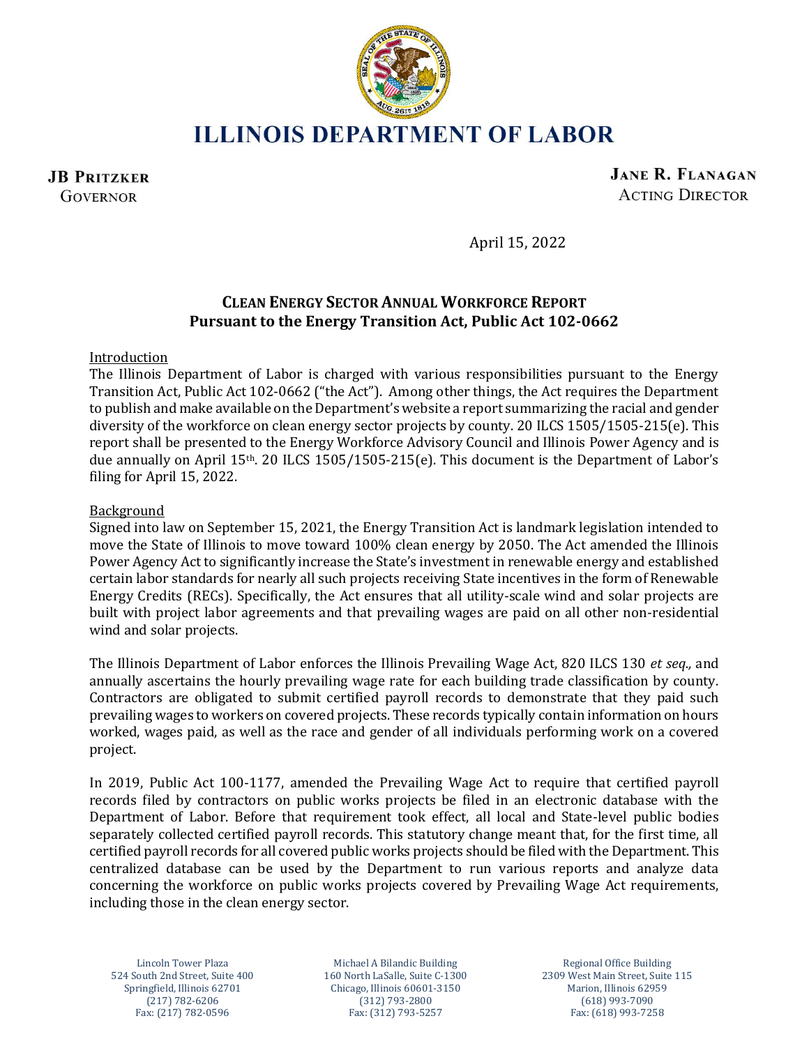# ILLINOIS DEPARTMENT OF LABOR

**JB PRITZKER**
GOVERNOR

**JANE R. FLANAGAN**
ACTING DIRECTOR

April 15, 2022

**CLEAN ENERGY SECTOR ANNUAL WORKFORCE REPORT**
**Pursuant to the Energy Transition Act, Public Act 102-0662**

## Introduction

The Illinois Department of Labor is charged with various responsibilities pursuant to the Energy Transition Act, Public Act 102-0662 ("the Act"). Among other things, the Act requires the Department to publish and make available on the Department's website a report summarizing the racial and gender diversity of the workforce on clean energy sector projects by county. 20 ILCS 1505/1505-215(e). This report shall be presented to the Energy Workforce Advisory Council and Illinois Power Agency and is due annually on April 15th. 20 ILCS 1505/1505-215(e). This document is the Department of Labor's filing for April 15, 2022.

## Background

Signed into law on September 15, 2021, the Energy Transition Act is landmark legislation intended to move the State of Illinois to move toward 100% clean energy by 2050. The Act amended the Illinois Power Agency Act to significantly increase the State's investment in renewable energy and established certain labor standards for nearly all such projects receiving State incentives in the form of Renewable Energy Credits (RECs). Specifically, the Act ensures that all utility-scale wind and solar projects are built with project labor agreements and that prevailing wages are paid on all other non-residential wind and solar projects.

The Illinois Department of Labor enforces the Illinois Prevailing Wage Act, 820 ILCS 130 *et seq.,* and annually ascertains the hourly prevailing wage rate for each building trade classification by county. Contractors are obligated to submit certified payroll records to demonstrate that they paid such prevailing wages to workers on covered projects. These records typically contain information on hours worked, wages paid, as well as the race and gender of all individuals performing work on a covered project.

In 2019, Public Act 100-1177, amended the Prevailing Wage Act to require that certified payroll records filed by contractors on public works projects be filed in an electronic database with the Department of Labor. Before that requirement took effect, all local and State-level public bodies separately collected certified payroll records. This statutory change meant that, for the first time, all certified payroll records for all covered public works projects should be filed with the Department. This centralized database can be used by the Department to run various reports and analyze data concerning the workforce on public works projects covered by Prevailing Wage Act requirements, including those in the clean energy sector.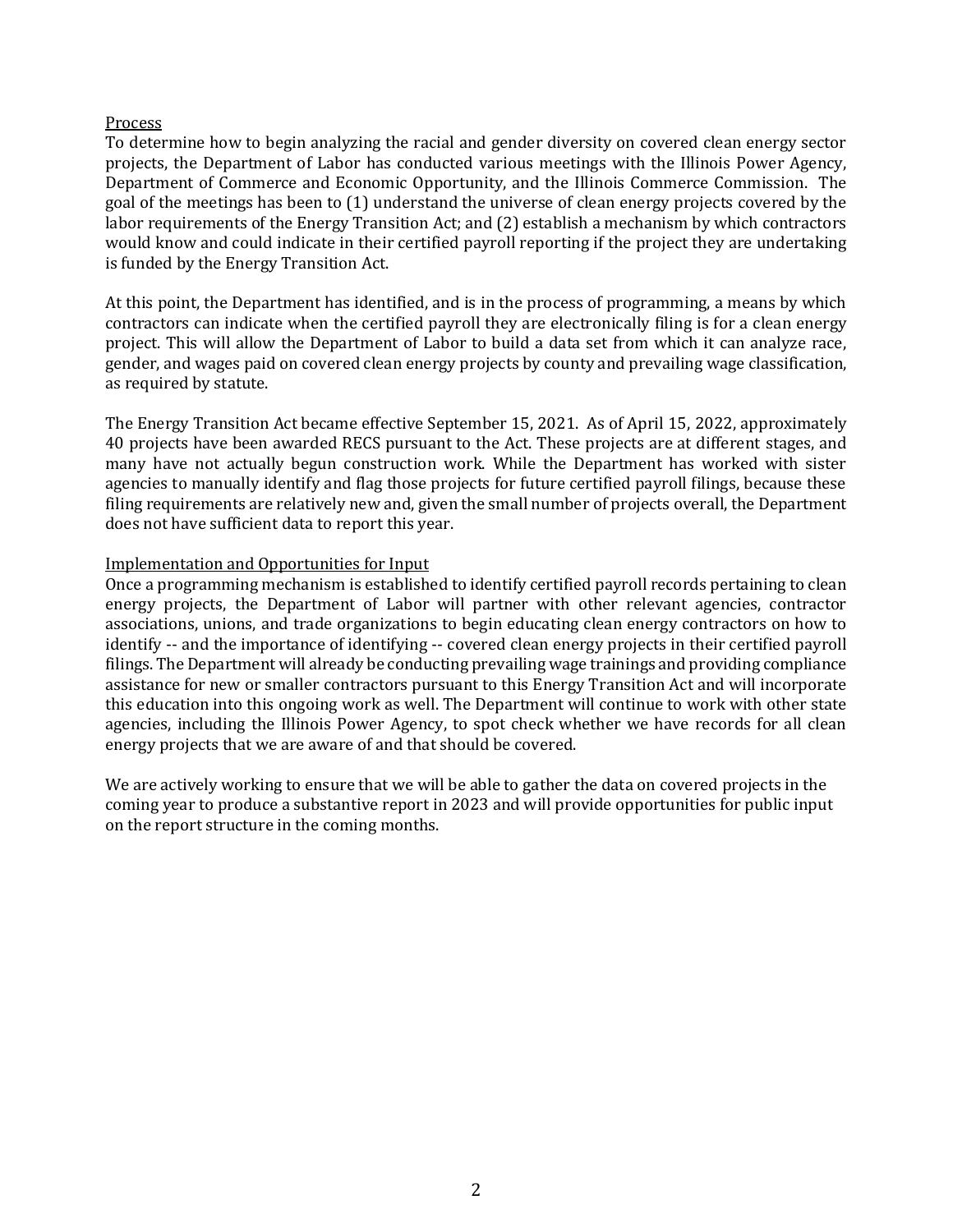<u>Process</u>

To determine how to begin analyzing the racial and gender diversity on covered clean energy sector projects, the Department of Labor has conducted various meetings with the Illinois Power Agency, Department of Commerce and Economic Opportunity, and the Illinois Commerce Commission. The goal of the meetings has been to (1) understand the universe of clean energy projects covered by the labor requirements of the Energy Transition Act; and (2) establish a mechanism by which contractors would know and could indicate in their certified payroll reporting if the project they are undertaking is funded by the Energy Transition Act.

At this point, the Department has identified, and is in the process of programming, a means by which contractors can indicate when the certified payroll they are electronically filing is for a clean energy project. This will allow the Department of Labor to build a data set from which it can analyze race, gender, and wages paid on covered clean energy projects by county and prevailing wage classification, as required by statute.

The Energy Transition Act became effective September 15, 2021. As of April 15, 2022, approximately 40 projects have been awarded RECS pursuant to the Act. These projects are at different stages, and many have not actually begun construction work. While the Department has worked with sister agencies to manually identify and flag those projects for future certified payroll filings, because these filing requirements are relatively new and, given the small number of projects overall, the Department does not have sufficient data to report this year.

<u>Implementation and Opportunities for Input</u>

Once a programming mechanism is established to identify certified payroll records pertaining to clean energy projects, the Department of Labor will partner with other relevant agencies, contractor associations, unions, and trade organizations to begin educating clean energy contractors on how to identify -- and the importance of identifying -- covered clean energy projects in their certified payroll filings. The Department will already be conducting prevailing wage trainings and providing compliance assistance for new or smaller contractors pursuant to this Energy Transition Act and will incorporate this education into this ongoing work as well. The Department will continue to work with other state agencies, including the Illinois Power Agency, to spot check whether we have records for all clean energy projects that we are aware of and that should be covered.

We are actively working to ensure that we will be able to gather the data on covered projects in the coming year to produce a substantive report in 2023 and will provide opportunities for public input on the report structure in the coming months.